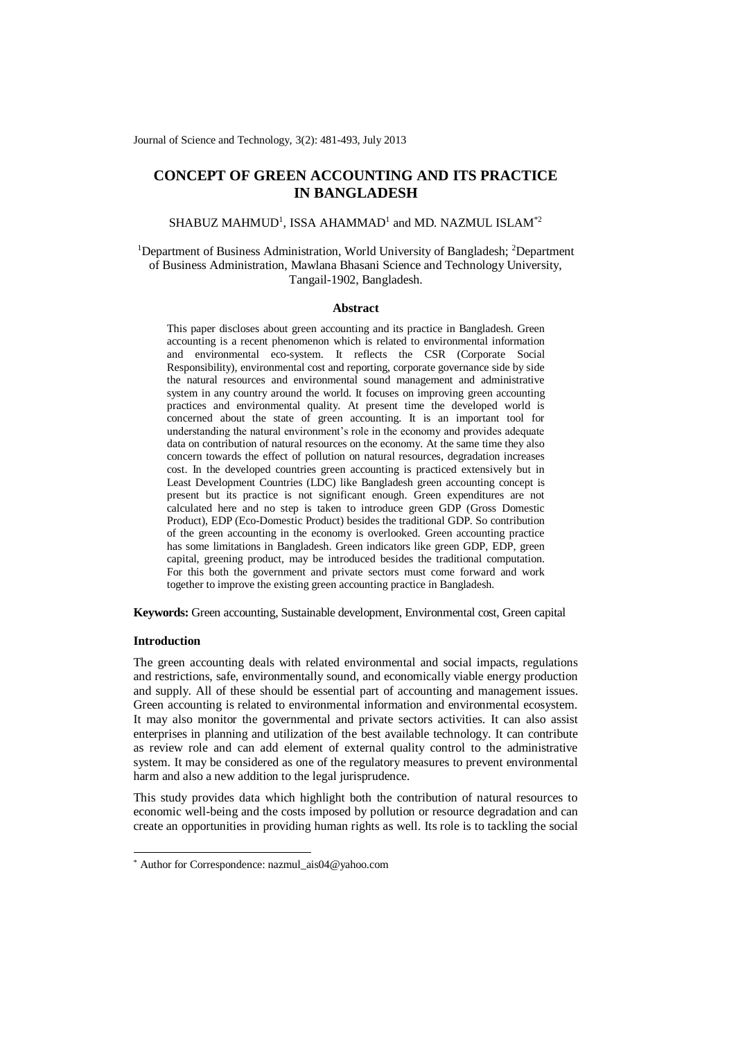# CONCEPT OF GREEN ACCOUNTING AND ITS PRACTICE IN BANGLADESH

SHABUZ MAHMUD[1], ISSA AHAMMAD[1] and MD. NAZMUL ISLAM[*2]

[1]Department of Business Administration, World University of Bangladesh; [2]Department of Business Administration, Mawlana Bhasani Science and Technology University, Tangail-1902, Bangladesh.

## Abstract

This paper discloses about green accounting and its practice in Bangladesh. Green accounting is a recent phenomenon which is related to environmental information and environmental eco-system. It reflects the CSR (Corporate Social Responsibility), environmental cost and reporting, corporate governance side by side the natural resources and environmental sound management and administrative system in any country around the world. It focuses on improving green accounting practices and environmental quality. At present time the developed world is concerned about the state of green accounting. It is an important tool for understanding the natural environment's role in the economy and provides adequate data on contribution of natural resources on the economy. At the same time they also concern towards the effect of pollution on natural resources, degradation increases cost. In the developed countries green accounting is practiced extensively but in Least Development Countries (LDC) like Bangladesh green accounting concept is present but its practice is not significant enough. Green expenditures are not calculated here and no step is taken to introduce green GDP (Gross Domestic Product), EDP (Eco-Domestic Product) besides the traditional GDP. So contribution of the green accounting in the economy is overlooked. Green accounting practice has some limitations in Bangladesh. Green indicators like green GDP, EDP, green capital, greening product, may be introduced besides the traditional computation. For this both the government and private sectors must come forward and work together to improve the existing green accounting practice in Bangladesh.

**Keywords:** Green accounting, Sustainable development, Environmental cost, Green capital

## Introduction

The green accounting deals with related environmental and social impacts, regulations and restrictions, safe, environmentally sound, and economically viable energy production and supply. All of these should be essential part of accounting and management issues. Green accounting is related to environmental information and environmental ecosystem. It may also monitor the governmental and private sectors activities. It can also assist enterprises in planning and utilization of the best available technology. It can contribute as review role and can add element of external quality control to the administrative system. It may be considered as one of the regulatory measures to prevent environmental harm and also a new addition to the legal jurisprudence.

This study provides data which highlight both the contribution of natural resources to economic well-being and the costs imposed by pollution or resource degradation and can create an opportunities in providing human rights as well. Its role is to tackling the social

[*] Author for Correspondence: nazmul_ais04@yahoo.com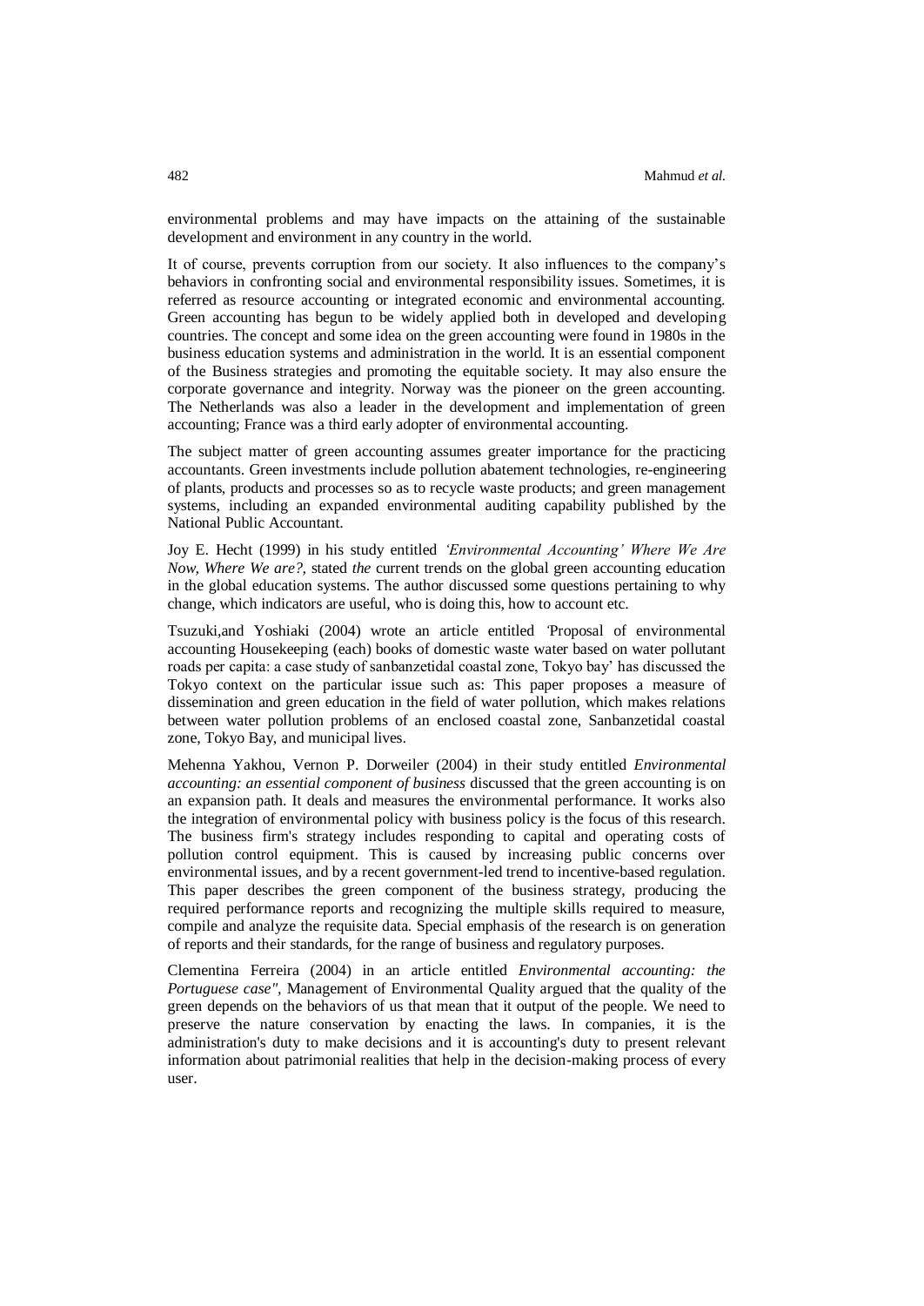environmental problems and may have impacts on the attaining of the sustainable development and environment in any country in the world.

It of course, prevents corruption from our society. It also influences to the company's behaviors in confronting social and environmental responsibility issues. Sometimes, it is referred as resource accounting or integrated economic and environmental accounting. Green accounting has begun to be widely applied both in developed and developing countries. The concept and some idea on the green accounting were found in 1980s in the business education systems and administration in the world. It is an essential component of the Business strategies and promoting the equitable society. It may also ensure the corporate governance and integrity. Norway was the pioneer on the green accounting. The Netherlands was also a leader in the development and implementation of green accounting; France was a third early adopter of environmental accounting.

The subject matter of green accounting assumes greater importance for the practicing accountants. Green investments include pollution abatement technologies, re-engineering of plants, products and processes so as to recycle waste products; and green management systems, including an expanded environmental auditing capability published by the National Public Accountant.

Joy E. Hecht (1999) in his study entitled *'Environmental Accounting' Where We Are Now, Where We are?,* stated *the* current trends on the global green accounting education in the global education systems. The author discussed some questions pertaining to why change, which indicators are useful, who is doing this, how to account etc.

Tsuzuki,and Yoshiaki (2004) wrote an article entitled 'Proposal of environmental accounting Housekeeping (each) books of domestic waste water based on water pollutant roads per capita: a case study of sanbanzetidal coastal zone, Tokyo bay' has discussed the Tokyo context on the particular issue such as: This paper proposes a measure of dissemination and green education in the field of water pollution, which makes relations between water pollution problems of an enclosed coastal zone, Sanbanzetidal coastal zone, Tokyo Bay, and municipal lives.

Mehenna Yakhou, Vernon P. Dorweiler (2004) in their study entitled *Environmental accounting: an essential component of business* discussed that the green accounting is on an expansion path. It deals and measures the environmental performance. It works also the integration of environmental policy with business policy is the focus of this research. The business firm's strategy includes responding to capital and operating costs of pollution control equipment. This is caused by increasing public concerns over environmental issues, and by a recent government-led trend to incentive-based regulation. This paper describes the green component of the business strategy, producing the required performance reports and recognizing the multiple skills required to measure, compile and analyze the requisite data. Special emphasis of the research is on generation of reports and their standards, for the range of business and regulatory purposes.

Clementina Ferreira (2004) in an article entitled *Environmental accounting: the Portuguese case",* Management of Environmental Quality argued that the quality of the green depends on the behaviors of us that mean that it output of the people. We need to preserve the nature conservation by enacting the laws. In companies, it is the administration's duty to make decisions and it is accounting's duty to present relevant information about patrimonial realities that help in the decision-making process of every user.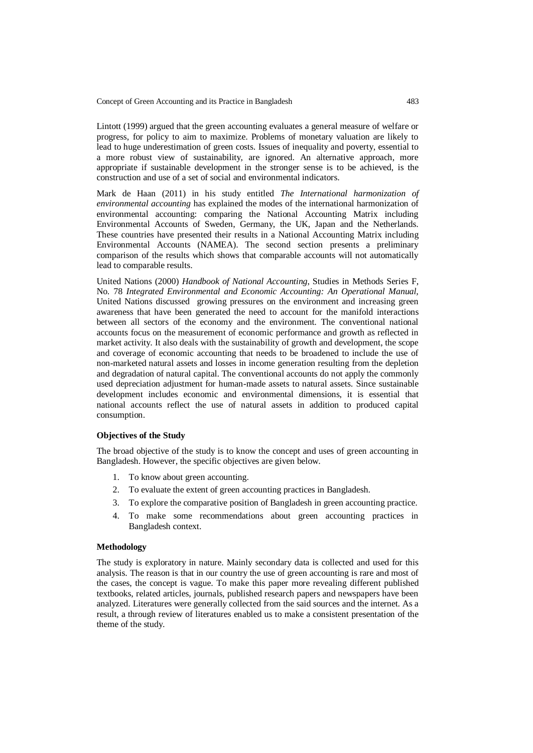Lintott (1999) argued that the green accounting evaluates a general measure of welfare or progress, for policy to aim to maximize. Problems of monetary valuation are likely to lead to huge underestimation of green costs. Issues of inequality and poverty, essential to a more robust view of sustainability, are ignored. An alternative approach, more appropriate if sustainable development in the stronger sense is to be achieved, is the construction and use of a set of social and environmental indicators.

Mark de Haan (2011) in his study entitled *The International harmonization of environmental accounting* has explained the modes of the international harmonization of environmental accounting: comparing the National Accounting Matrix including Environmental Accounts of Sweden, Germany, the UK, Japan and the Netherlands. These countries have presented their results in a National Accounting Matrix including Environmental Accounts (NAMEA). The second section presents a preliminary comparison of the results which shows that comparable accounts will not automatically lead to comparable results.

United Nations (2000) *Handbook of National Accounting*, Studies in Methods Series F, No. 78 *Integrated Environmental and Economic Accounting: An Operational Manual*, United Nations discussed growing pressures on the environment and increasing green awareness that have been generated the need to account for the manifold interactions between all sectors of the economy and the environment. The conventional national accounts focus on the measurement of economic performance and growth as reflected in market activity. It also deals with the sustainability of growth and development, the scope and coverage of economic accounting that needs to be broadened to include the use of non-marketed natural assets and losses in income generation resulting from the depletion and degradation of natural capital. The conventional accounts do not apply the commonly used depreciation adjustment for human-made assets to natural assets. Since sustainable development includes economic and environmental dimensions, it is essential that national accounts reflect the use of natural assets in addition to produced capital consumption.

### Objectives of the Study

The broad objective of the study is to know the concept and uses of green accounting in Bangladesh. However, the specific objectives are given below.

1. To know about green accounting.
2. To evaluate the extent of green accounting practices in Bangladesh.
3. To explore the comparative position of Bangladesh in green accounting practice.
4. To make some recommendations about green accounting practices in Bangladesh context.

### Methodology

The study is exploratory in nature. Mainly secondary data is collected and used for this analysis. The reason is that in our country the use of green accounting is rare and most of the cases, the concept is vague. To make this paper more revealing different published textbooks, related articles, journals, published research papers and newspapers have been analyzed. Literatures were generally collected from the said sources and the internet. As a result, a through review of literatures enabled us to make a consistent presentation of the theme of the study.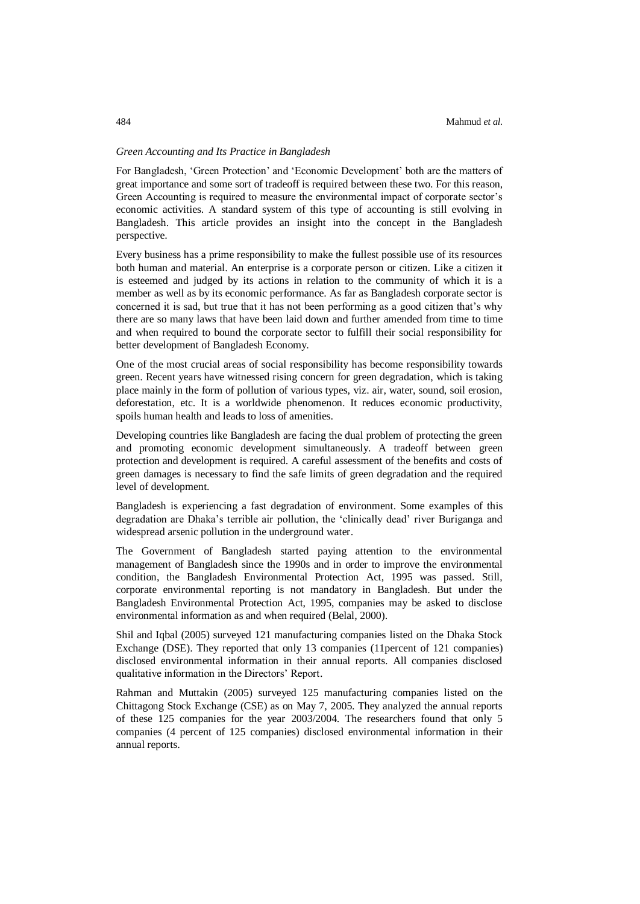*Green Accounting and Its Practice in Bangladesh*

For Bangladesh, 'Green Protection' and 'Economic Development' both are the matters of great importance and some sort of tradeoff is required between these two. For this reason, Green Accounting is required to measure the environmental impact of corporate sector's economic activities. A standard system of this type of accounting is still evolving in Bangladesh. This article provides an insight into the concept in the Bangladesh perspective.

Every business has a prime responsibility to make the fullest possible use of its resources both human and material. An enterprise is a corporate person or citizen. Like a citizen it is esteemed and judged by its actions in relation to the community of which it is a member as well as by its economic performance. As far as Bangladesh corporate sector is concerned it is sad, but true that it has not been performing as a good citizen that's why there are so many laws that have been laid down and further amended from time to time and when required to bound the corporate sector to fulfill their social responsibility for better development of Bangladesh Economy.

One of the most crucial areas of social responsibility has become responsibility towards green. Recent years have witnessed rising concern for green degradation, which is taking place mainly in the form of pollution of various types, viz. air, water, sound, soil erosion, deforestation, etc. It is a worldwide phenomenon. It reduces economic productivity, spoils human health and leads to loss of amenities.

Developing countries like Bangladesh are facing the dual problem of protecting the green and promoting economic development simultaneously. A tradeoff between green protection and development is required. A careful assessment of the benefits and costs of green damages is necessary to find the safe limits of green degradation and the required level of development.

Bangladesh is experiencing a fast degradation of environment. Some examples of this degradation are Dhaka's terrible air pollution, the 'clinically dead' river Buriganga and widespread arsenic pollution in the underground water.

The Government of Bangladesh started paying attention to the environmental management of Bangladesh since the 1990s and in order to improve the environmental condition, the Bangladesh Environmental Protection Act, 1995 was passed. Still, corporate environmental reporting is not mandatory in Bangladesh. But under the Bangladesh Environmental Protection Act, 1995, companies may be asked to disclose environmental information as and when required (Belal, 2000).

Shil and Iqbal (2005) surveyed 121 manufacturing companies listed on the Dhaka Stock Exchange (DSE). They reported that only 13 companies (11percent of 121 companies) disclosed environmental information in their annual reports. All companies disclosed qualitative information in the Directors' Report.

Rahman and Muttakin (2005) surveyed 125 manufacturing companies listed on the Chittagong Stock Exchange (CSE) as on May 7, 2005. They analyzed the annual reports of these 125 companies for the year 2003/2004. The researchers found that only 5 companies (4 percent of 125 companies) disclosed environmental information in their annual reports.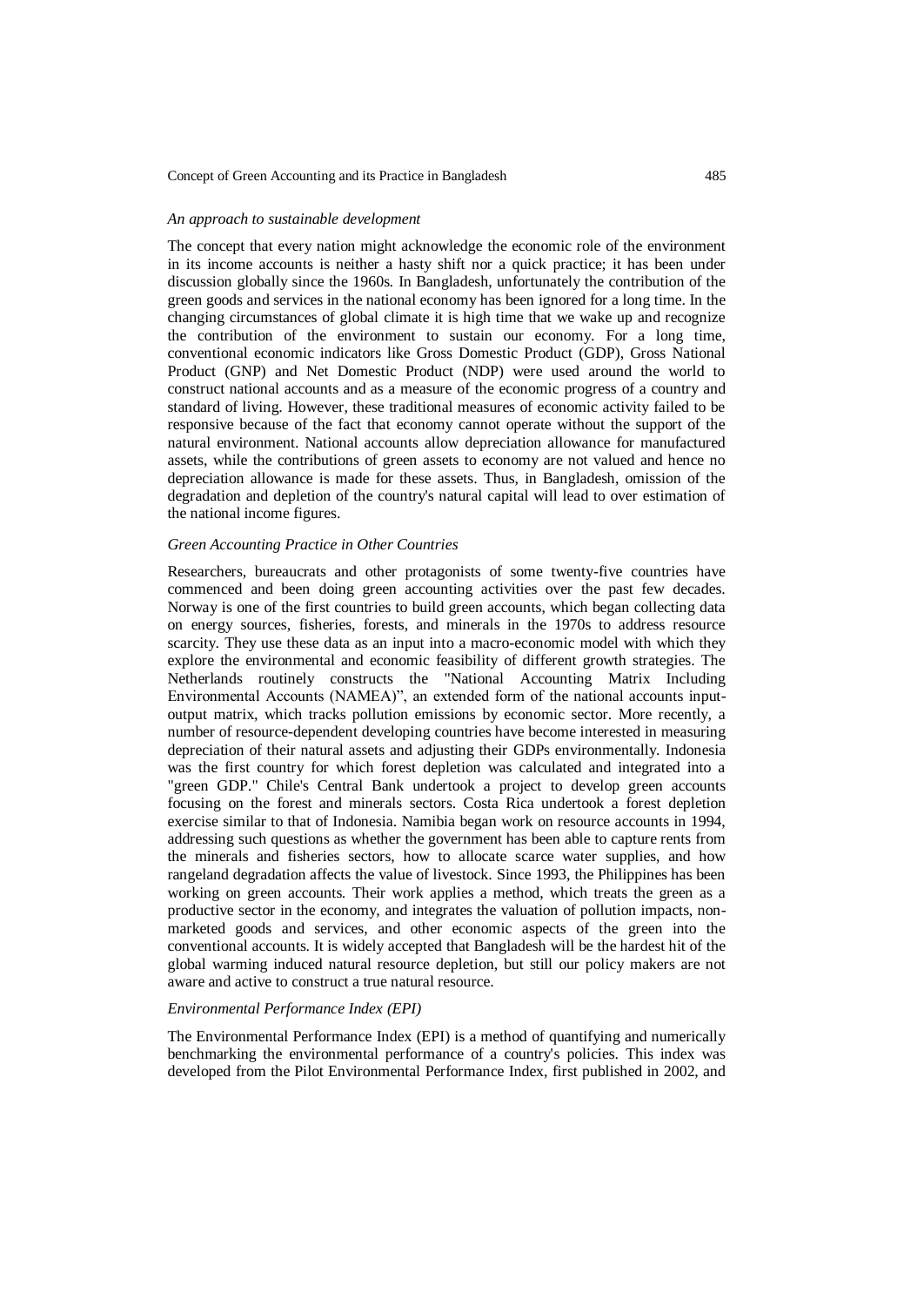*An approach to sustainable development*

The concept that every nation might acknowledge the economic role of the environment in its income accounts is neither a hasty shift nor a quick practice; it has been under discussion globally since the 1960s. In Bangladesh, unfortunately the contribution of the green goods and services in the national economy has been ignored for a long time. In the changing circumstances of global climate it is high time that we wake up and recognize the contribution of the environment to sustain our economy. For a long time, conventional economic indicators like Gross Domestic Product (GDP), Gross National Product (GNP) and Net Domestic Product (NDP) were used around the world to construct national accounts and as a measure of the economic progress of a country and standard of living. However, these traditional measures of economic activity failed to be responsive because of the fact that economy cannot operate without the support of the natural environment. National accounts allow depreciation allowance for manufactured assets, while the contributions of green assets to economy are not valued and hence no depreciation allowance is made for these assets. Thus, in Bangladesh, omission of the degradation and depletion of the country's natural capital will lead to over estimation of the national income figures.

*Green Accounting Practice in Other Countries*

Researchers, bureaucrats and other protagonists of some twenty-five countries have commenced and been doing green accounting activities over the past few decades. Norway is one of the first countries to build green accounts, which began collecting data on energy sources, fisheries, forests, and minerals in the 1970s to address resource scarcity. They use these data as an input into a macro-economic model with which they explore the environmental and economic feasibility of different growth strategies. The Netherlands routinely constructs the "National Accounting Matrix Including Environmental Accounts (NAMEA)", an extended form of the national accounts input-output matrix, which tracks pollution emissions by economic sector. More recently, a number of resource-dependent developing countries have become interested in measuring depreciation of their natural assets and adjusting their GDPs environmentally. Indonesia was the first country for which forest depletion was calculated and integrated into a "green GDP." Chile's Central Bank undertook a project to develop green accounts focusing on the forest and minerals sectors. Costa Rica undertook a forest depletion exercise similar to that of Indonesia. Namibia began work on resource accounts in 1994, addressing such questions as whether the government has been able to capture rents from the minerals and fisheries sectors, how to allocate scarce water supplies, and how rangeland degradation affects the value of livestock. Since 1993, the Philippines has been working on green accounts. Their work applies a method, which treats the green as a productive sector in the economy, and integrates the valuation of pollution impacts, non-marketed goods and services, and other economic aspects of the green into the conventional accounts. It is widely accepted that Bangladesh will be the hardest hit of the global warming induced natural resource depletion, but still our policy makers are not aware and active to construct a true natural resource.

*Environmental Performance Index (EPI)*

The Environmental Performance Index (EPI) is a method of quantifying and numerically benchmarking the environmental performance of a country's policies. This index was developed from the Pilot Environmental Performance Index, first published in 2002, and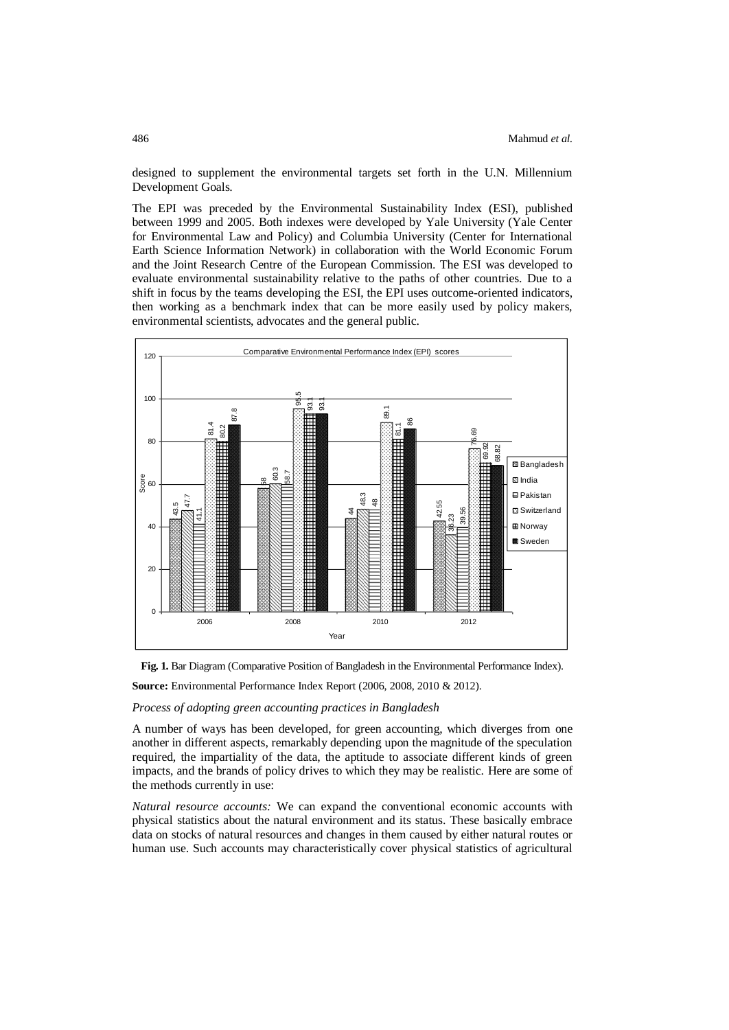designed to supplement the environmental targets set forth in the U.N. Millennium Development Goals.

The EPI was preceded by the Environmental Sustainability Index (ESI), published between 1999 and 2005. Both indexes were developed by Yale University (Yale Center for Environmental Law and Policy) and Columbia University (Center for International Earth Science Information Network) in collaboration with the World Economic Forum and the Joint Research Centre of the European Commission. The ESI was developed to evaluate environmental sustainability relative to the paths of other countries. Due to a shift in focus by the teams developing the ESI, the EPI uses outcome-oriented indicators, then working as a benchmark index that can be more easily used by policy makers, environmental scientists, advocates and the general public.

Comparative Environmental Performance Index (EPI) scores

| Year | Bangladesh | India | Pakistan | Switzerland | Norway | Sweden |
|---|---|---|---|---|---|---|
| 2006 | 43.5 | 47.7 | 41.1 | 81.4 | 80.2 | 87.8 |
| 2008 | 58 | 60.3 | 58.7 | 95.5 | 93.1 | 93.1 |
| 2010 | 44 | 48.3 | 48 | 89.1 | 81.1 | 86 |
| 2012 | 42.55 | 36.23 | 39.56 | 76.69 | 69.92 | 68.82 |

**Fig. 1.** Bar Diagram (Comparative Position of Bangladesh in the Environmental Performance Index).

**Source:** Environmental Performance Index Report (2006, 2008, 2010 & 2012).

*Process of adopting green accounting practices in Bangladesh*

A number of ways has been developed, for green accounting, which diverges from one another in different aspects, remarkably depending upon the magnitude of the speculation required, the impartiality of the data, the aptitude to associate different kinds of green impacts, and the brands of policy drives to which they may be realistic. Here are some of the methods currently in use:

*Natural resource accounts:* We can expand the conventional economic accounts with physical statistics about the natural environment and its status. These basically embrace data on stocks of natural resources and changes in them caused by either natural routes or human use. Such accounts may characteristically cover physical statistics of agricultural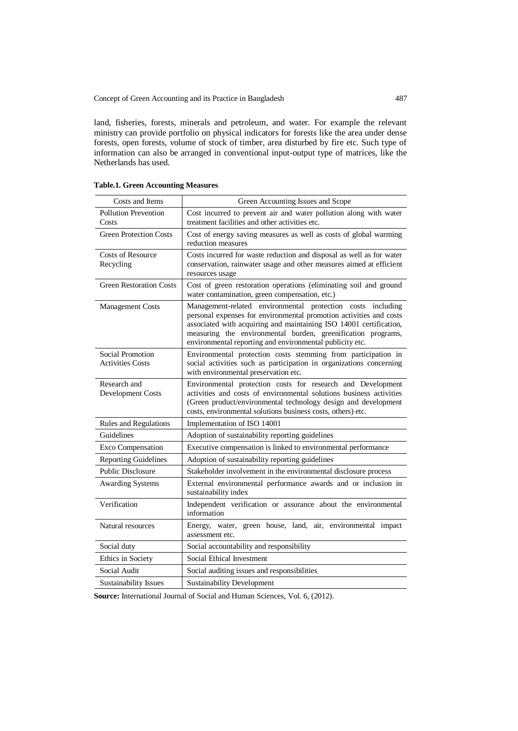land, fisheries, forests, minerals and petroleum, and water. For example the relevant ministry can provide portfolio on physical indicators for forests like the area under dense forests, open forests, volume of stock of timber, area disturbed by fire etc. Such type of information can also be arranged in conventional input-output type of matrices, like the Netherlands has used.

**Table.1. Green Accounting Measures**

| Costs and Items | Green Accounting Issues and Scope |
|---|---|
| Pollution Prevention Costs | Cost incurred to prevent air and water pollution along with water treatment facilities and other activities etc. |
| Green Protection Costs | Cost of energy saving measures as well as costs of global warming reduction measures |
| Costs of Resource Recycling | Costs incurred for waste reduction and disposal as well as for water conservation, rainwater usage and other measures aimed at efficient resources usage |
| Green Restoration Costs | Cost of green restoration operations (eliminating soil and ground water contamination, green compensation, etc.) |
| Management Costs | Management-related environmental protection costs including personal expenses for environmental promotion activities and costs associated with acquiring and maintaining ISO 14001 certification, measuring the environmental burden, greenification programs, environmental reporting and environmental publicity etc. |
| Social Promotion Activities Costs | Environmental protection costs stemming from participation in social activities such as participation in organizations concerning with environmental preservation etc. |
| Research and Development Costs | Environmental protection costs for research and Development activities and costs of environmental solutions business activities (Green product/environmental technology design and development costs, environmental solutions business costs, others) etc. |
| Rules and Regulations | Implementation of ISO 14001 |
| Guidelines | Adoption of sustainability reporting guidelines |
| Exco Compensation | Executive compensation is linked to environmental performance |
| Reporting Guidelines | Adoption of sustainability reporting guidelines |
| Public Disclosure | Stakeholder involvement in the environmental disclosure process |
| Awarding Systems | External environmental performance awards and or inclusion in sustainability index |
| Verification | Independent verification or assurance about the environmental information |
| Natural resources | Energy, water, green house, land, air, environmental impact assessment etc. |
| Social duty | Social accountability and responsibility |
| Ethics in Society | Social Ethical Investment |
| Social Audit | Social auditing issues and responsibilities |
| Sustainability Issues | Sustainability Development |

**Source:** International Journal of Social and Human Sciences, Vol. 6, (2012).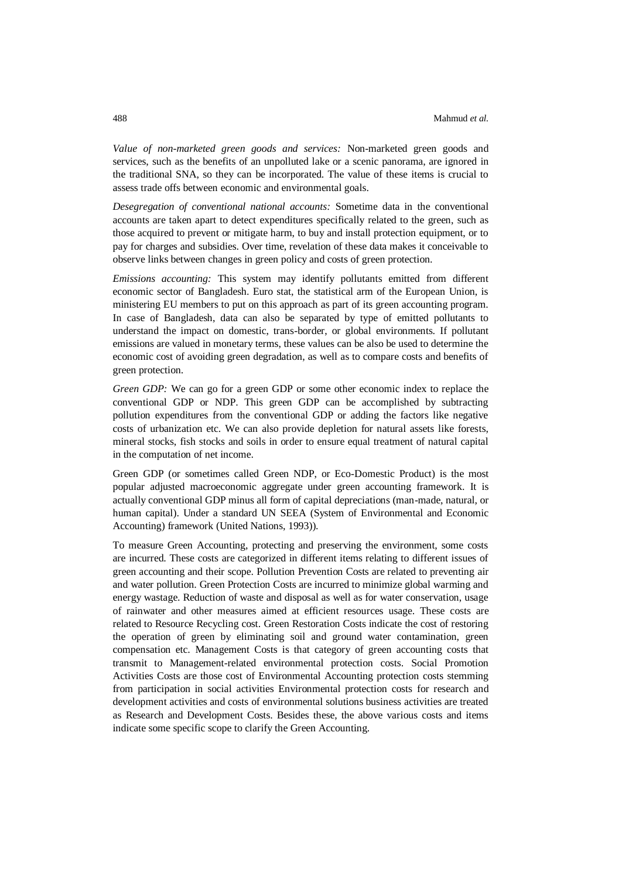*Value of non-marketed green goods and services:* Non-marketed green goods and services, such as the benefits of an unpolluted lake or a scenic panorama, are ignored in the traditional SNA, so they can be incorporated. The value of these items is crucial to assess trade offs between economic and environmental goals.

*Desegregation of conventional national accounts:* Sometime data in the conventional accounts are taken apart to detect expenditures specifically related to the green, such as those acquired to prevent or mitigate harm, to buy and install protection equipment, or to pay for charges and subsidies. Over time, revelation of these data makes it conceivable to observe links between changes in green policy and costs of green protection.

*Emissions accounting:* This system may identify pollutants emitted from different economic sector of Bangladesh. Euro stat, the statistical arm of the European Union, is ministering EU members to put on this approach as part of its green accounting program. In case of Bangladesh, data can also be separated by type of emitted pollutants to understand the impact on domestic, trans-border, or global environments. If pollutant emissions are valued in monetary terms, these values can be also be used to determine the economic cost of avoiding green degradation, as well as to compare costs and benefits of green protection.

*Green GDP:* We can go for a green GDP or some other economic index to replace the conventional GDP or NDP. This green GDP can be accomplished by subtracting pollution expenditures from the conventional GDP or adding the factors like negative costs of urbanization etc. We can also provide depletion for natural assets like forests, mineral stocks, fish stocks and soils in order to ensure equal treatment of natural capital in the computation of net income.

Green GDP (or sometimes called Green NDP, or Eco-Domestic Product) is the most popular adjusted macroeconomic aggregate under green accounting framework. It is actually conventional GDP minus all form of capital depreciations (man-made, natural, or human capital). Under a standard UN SEEA (System of Environmental and Economic Accounting) framework (United Nations, 1993)).

To measure Green Accounting, protecting and preserving the environment, some costs are incurred. These costs are categorized in different items relating to different issues of green accounting and their scope. Pollution Prevention Costs are related to preventing air and water pollution. Green Protection Costs are incurred to minimize global warming and energy wastage. Reduction of waste and disposal as well as for water conservation, usage of rainwater and other measures aimed at efficient resources usage. These costs are related to Resource Recycling cost. Green Restoration Costs indicate the cost of restoring the operation of green by eliminating soil and ground water contamination, green compensation etc. Management Costs is that category of green accounting costs that transmit to Management-related environmental protection costs. Social Promotion Activities Costs are those cost of Environmental Accounting protection costs stemming from participation in social activities Environmental protection costs for research and development activities and costs of environmental solutions business activities are treated as Research and Development Costs. Besides these, the above various costs and items indicate some specific scope to clarify the Green Accounting.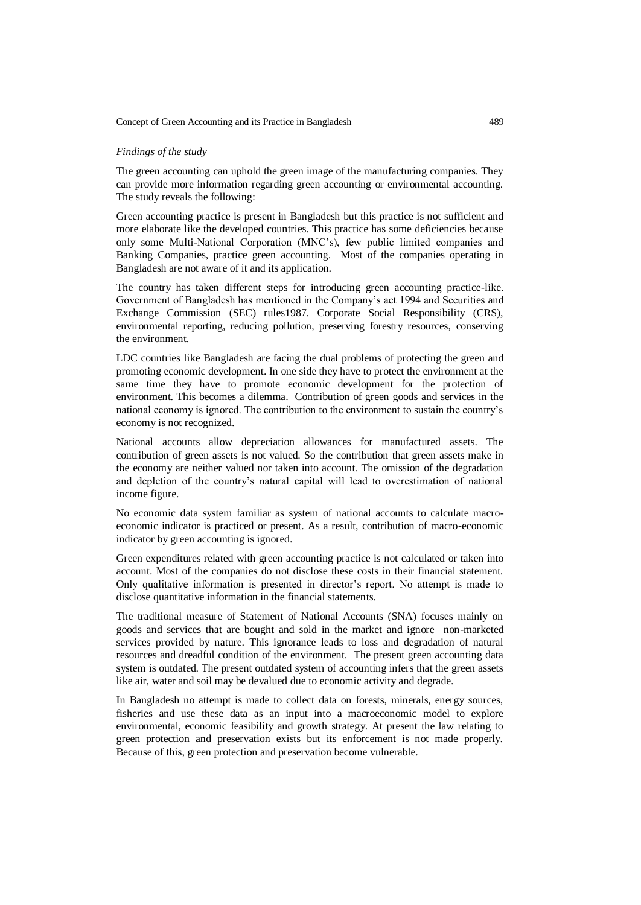*Findings of the study*

The green accounting can uphold the green image of the manufacturing companies. They can provide more information regarding green accounting or environmental accounting. The study reveals the following:

Green accounting practice is present in Bangladesh but this practice is not sufficient and more elaborate like the developed countries. This practice has some deficiencies because only some Multi-National Corporation (MNC's), few public limited companies and Banking Companies, practice green accounting. Most of the companies operating in Bangladesh are not aware of it and its application.

The country has taken different steps for introducing green accounting practice-like. Government of Bangladesh has mentioned in the Company's act 1994 and Securities and Exchange Commission (SEC) rules1987. Corporate Social Responsibility (CRS), environmental reporting, reducing pollution, preserving forestry resources, conserving the environment.

LDC countries like Bangladesh are facing the dual problems of protecting the green and promoting economic development. In one side they have to protect the environment at the same time they have to promote economic development for the protection of environment. This becomes a dilemma. Contribution of green goods and services in the national economy is ignored. The contribution to the environment to sustain the country's economy is not recognized.

National accounts allow depreciation allowances for manufactured assets. The contribution of green assets is not valued. So the contribution that green assets make in the economy are neither valued nor taken into account. The omission of the degradation and depletion of the country's natural capital will lead to overestimation of national income figure.

No economic data system familiar as system of national accounts to calculate macro-economic indicator is practiced or present. As a result, contribution of macro-economic indicator by green accounting is ignored.

Green expenditures related with green accounting practice is not calculated or taken into account. Most of the companies do not disclose these costs in their financial statement. Only qualitative information is presented in director's report. No attempt is made to disclose quantitative information in the financial statements.

The traditional measure of Statement of National Accounts (SNA) focuses mainly on goods and services that are bought and sold in the market and ignore non-marketed services provided by nature. This ignorance leads to loss and degradation of natural resources and dreadful condition of the environment. The present green accounting data system is outdated. The present outdated system of accounting infers that the green assets like air, water and soil may be devalued due to economic activity and degrade.

In Bangladesh no attempt is made to collect data on forests, minerals, energy sources, fisheries and use these data as an input into a macroeconomic model to explore environmental, economic feasibility and growth strategy. At present the law relating to green protection and preservation exists but its enforcement is not made properly. Because of this, green protection and preservation become vulnerable.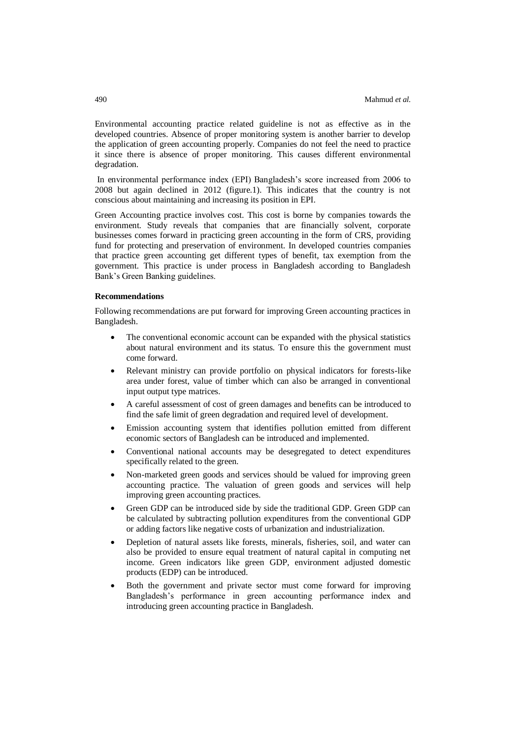Environmental accounting practice related guideline is not as effective as in the developed countries. Absence of proper monitoring system is another barrier to develop the application of green accounting properly. Companies do not feel the need to practice it since there is absence of proper monitoring. This causes different environmental degradation.

In environmental performance index (EPI) Bangladesh's score increased from 2006 to 2008 but again declined in 2012 (figure.1). This indicates that the country is not conscious about maintaining and increasing its position in EPI.

Green Accounting practice involves cost. This cost is borne by companies towards the environment. Study reveals that companies that are financially solvent, corporate businesses comes forward in practicing green accounting in the form of CRS, providing fund for protecting and preservation of environment. In developed countries companies that practice green accounting get different types of benefit, tax exemption from the government. This practice is under process in Bangladesh according to Bangladesh Bank's Green Banking guidelines.

**Recommendations**

Following recommendations are put forward for improving Green accounting practices in Bangladesh.

- The conventional economic account can be expanded with the physical statistics about natural environment and its status. To ensure this the government must come forward.
- Relevant ministry can provide portfolio on physical indicators for forests-like area under forest, value of timber which can also be arranged in conventional input output type matrices.
- A careful assessment of cost of green damages and benefits can be introduced to find the safe limit of green degradation and required level of development.
- Emission accounting system that identifies pollution emitted from different economic sectors of Bangladesh can be introduced and implemented.
- Conventional national accounts may be desegregated to detect expenditures specifically related to the green.
- Non-marketed green goods and services should be valued for improving green accounting practice. The valuation of green goods and services will help improving green accounting practices.
- Green GDP can be introduced side by side the traditional GDP. Green GDP can be calculated by subtracting pollution expenditures from the conventional GDP or adding factors like negative costs of urbanization and industrialization.
- Depletion of natural assets like forests, minerals, fisheries, soil, and water can also be provided to ensure equal treatment of natural capital in computing net income. Green indicators like green GDP, environment adjusted domestic products (EDP) can be introduced.
- Both the government and private sector must come forward for improving Bangladesh's performance in green accounting performance index and introducing green accounting practice in Bangladesh.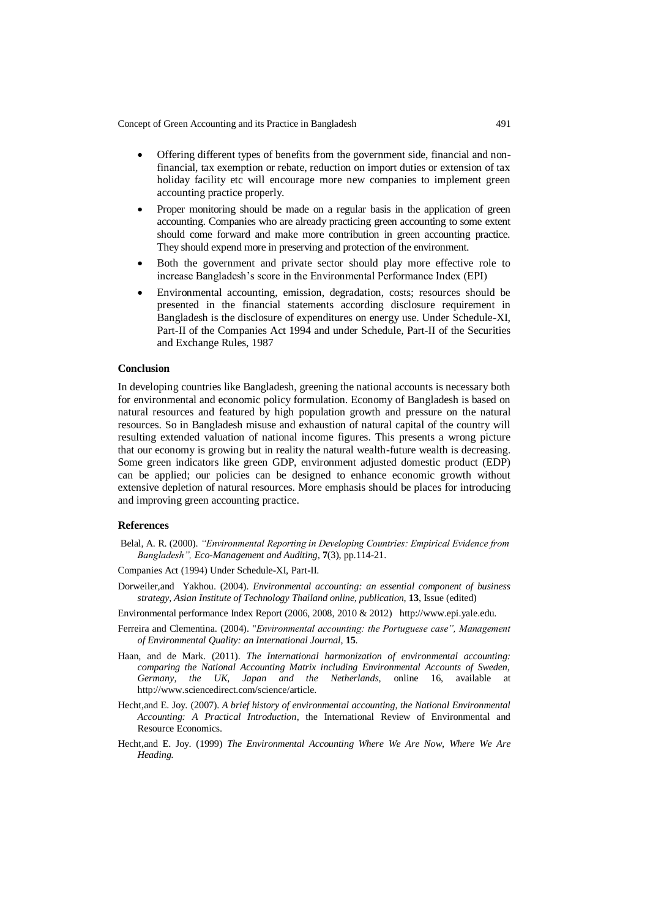- Offering different types of benefits from the government side, financial and non-financial, tax exemption or rebate, reduction on import duties or extension of tax holiday facility etc will encourage more new companies to implement green accounting practice properly.
- Proper monitoring should be made on a regular basis in the application of green accounting. Companies who are already practicing green accounting to some extent should come forward and make more contribution in green accounting practice. They should expend more in preserving and protection of the environment.
- Both the government and private sector should play more effective role to increase Bangladesh's score in the Environmental Performance Index (EPI)
- Environmental accounting, emission, degradation, costs; resources should be presented in the financial statements according disclosure requirement in Bangladesh is the disclosure of expenditures on energy use. Under Schedule-XI, Part-II of the Companies Act 1994 and under Schedule, Part-II of the Securities and Exchange Rules, 1987

### Conclusion

In developing countries like Bangladesh, greening the national accounts is necessary both for environmental and economic policy formulation. Economy of Bangladesh is based on natural resources and featured by high population growth and pressure on the natural resources. So in Bangladesh misuse and exhaustion of natural capital of the country will resulting extended valuation of national income figures. This presents a wrong picture that our economy is growing but in reality the natural wealth-future wealth is decreasing. Some green indicators like green GDP, environment adjusted domestic product (EDP) can be applied; our policies can be designed to enhance economic growth without extensive depletion of natural resources. More emphasis should be places for introducing and improving green accounting practice.

### References

Belal, A. R. (2000). *"Environmental Reporting in Developing Countries: Empirical Evidence from Bangladesh", Eco-Management and Auditing*, **7**(3), pp.114-21.

Companies Act (1994) Under Schedule-XI, Part-II.

Dorweiler,and Yakhou. (2004). *Environmental accounting: an essential component of business strategy, Asian Institute of Technology Thailand online, publication*, **13**, Issue (edited)

Environmental performance Index Report (2006, 2008, 2010 & 2012) http://www.epi.yale.edu.

Ferreira and Clementina. (2004). "*Environmental accounting: the Portuguese case", Management of Environmental Quality: an International Journal*, **15**.

Haan, and de Mark. (2011). *The International harmonization of environmental accounting: comparing the National Accounting Matrix including Environmental Accounts of Sweden, Germany, the UK, Japan and the Netherlands*, online 16, available at http://www.sciencedirect.com/science/article.

Hecht,and E. Joy. (2007). *A brief history of environmental accounting, the National Environmental Accounting: A Practical Introduction*, the International Review of Environmental and Resource Economics.

Hecht,and E. Joy. (1999) *The Environmental Accounting Where We Are Now, Where We Are Heading.*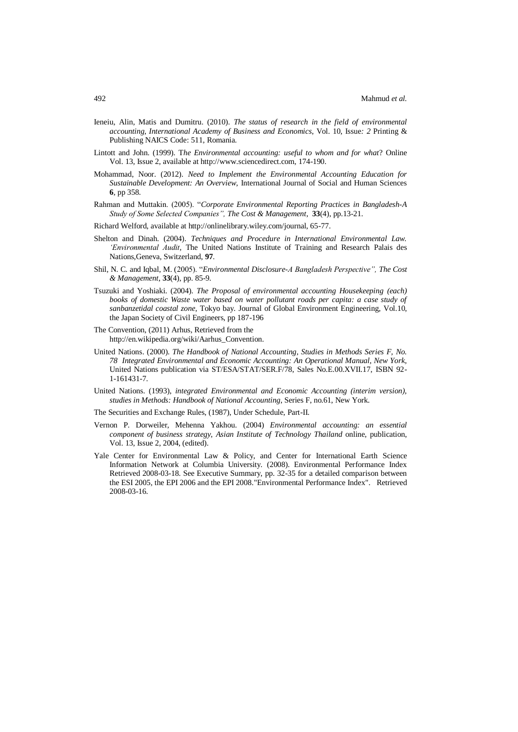Ieneiu, Alin, Matis and Dumitru. (2010). *The status of research in the field of environmental accounting, International Academy of Business and Economics*, Vol. 10, Issue*: 2* Printing & Publishing NAICS Code: 511, Romania.

Lintott and John. (1999). T*he Environmental accounting: useful to whom and for what*? Online Vol. 13, Issue 2, available at http://www.sciencedirect.com, 174-190.

Mohammad, Noor. (2012). *Need to Implement the Environmental Accounting Education for Sustainable Development: An Overview,* International Journal of Social and Human Sciences **6**, pp 358.

Rahman and Muttakin. (2005). "*Corporate Environmental Reporting Practices in Bangladesh-A Study of Some Selected Companies", The Cost & Management*, **33**(4), pp.13-21.

Richard Welford, available at http://onlinelibrary.wiley.com/journal, 65-77.

Shelton and Dinah. (2004). *Techniques and Procedure in International Environmental Law. 'Environmental Audit,* The United Nations Institute of Training and Research Palais des Nations,Geneva, Switzerland, **97**.

Shil, N. C. and Iqbal, M. (2005). "*Environmental Disclosure-A Bangladesh Perspective", The Cost & Management*, **33**(4), pp. 85-9.

Tsuzuki and Yoshiaki. (2004). *The Proposal of environmental accounting Housekeeping (each) books of domestic Waste water based on water pollutant roads per capita: a case study of sanbanzetidal coastal zone,* Tokyo bay. Journal of Global Environment Engineering, Vol.10, the Japan Society of Civil Engineers, pp 187-196

The Convention, (2011) Arhus, Retrieved from the http://en.wikipedia.org/wiki/Aarhus_Convention.

United Nations. (2000). *The Handbook of National Accounting, Studies in Methods Series F, No. 78 Integrated Environmental and Economic Accounting: An Operational Manual, New York,* United Nations publication via ST/ESA/STAT/SER.F/78, Sales No.E.00.XVII.17, ISBN 92-1-161431-7.

United Nations. (1993), *integrated Environmental and Economic Accounting (interim version), studies in Methods: Handbook of National Accounting*, Series F, no.61, New York.

The Securities and Exchange Rules, (1987), Under Schedule, Part-II.

Vernon P. Dorweiler, Mehenna Yakhou. (2004) *Environmental accounting: an essential component of business strategy, Asian Institute of Technology Thailand* online, publication, Vol. 13, Issue 2, 2004, (edited).

Yale Center for Environmental Law & Policy, and Center for International Earth Science Information Network at Columbia University. (2008). Environmental Performance Index Retrieved 2008-03-18. See Executive Summary, pp. 32-35 for a detailed comparison between the ESI 2005, the EPI 2006 and the EPI 2008."Environmental Performance Index". Retrieved 2008-03-16.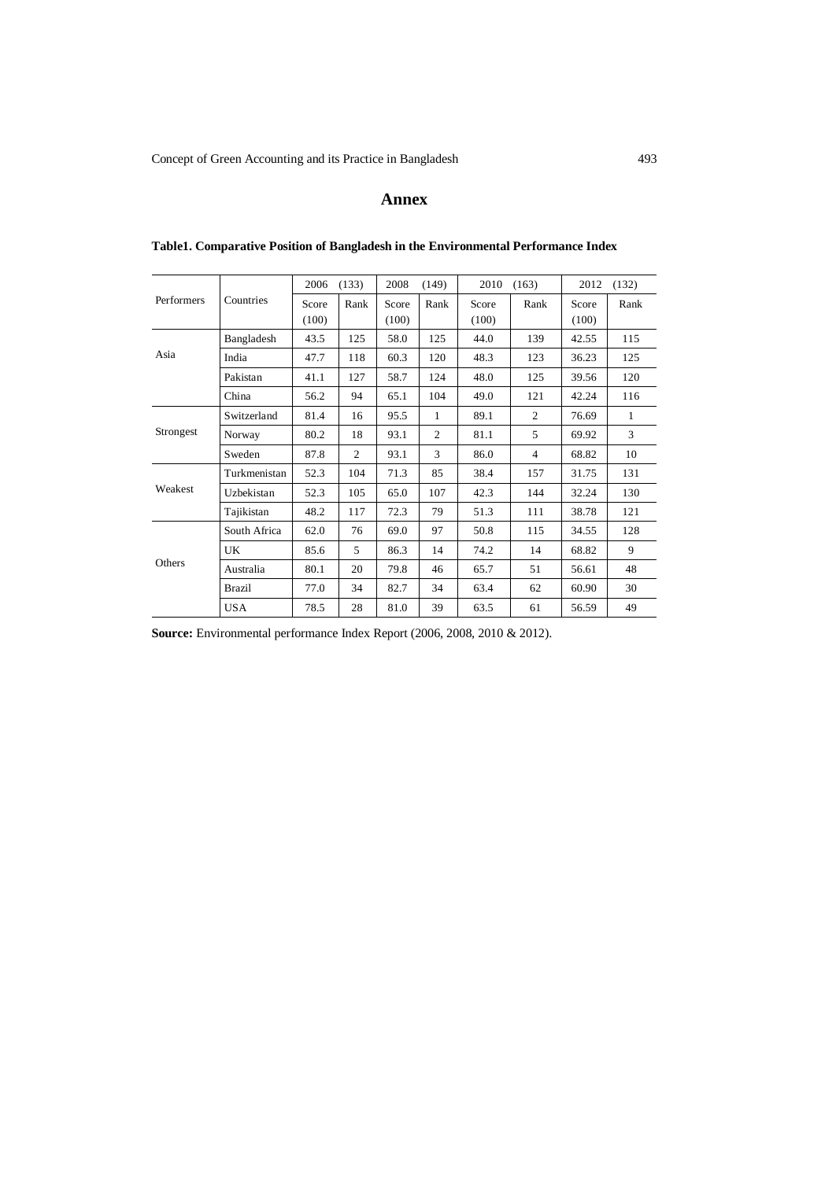## Annex

**Table1. Comparative Position of Bangladesh in the Environmental Performance Index**

| Performers | Countries | 2006 (133) | | 2008 (149) | | 2010 (163) | | 2012 (132) | |
|---|---|---|---|---|---|---|---|---|---|
| | | Score (100) | Rank | Score (100) | Rank | Score (100) | Rank | Score (100) | Rank |
| Asia | Bangladesh | 43.5 | 125 | 58.0 | 125 | 44.0 | 139 | 42.55 | 115 |
| | India | 47.7 | 118 | 60.3 | 120 | 48.3 | 123 | 36.23 | 125 |
| | Pakistan | 41.1 | 127 | 58.7 | 124 | 48.0 | 125 | 39.56 | 120 |
| | China | 56.2 | 94 | 65.1 | 104 | 49.0 | 121 | 42.24 | 116 |
| Strongest | Switzerland | 81.4 | 16 | 95.5 | 1 | 89.1 | 2 | 76.69 | 1 |
| | Norway | 80.2 | 18 | 93.1 | 2 | 81.1 | 5 | 69.92 | 3 |
| | Sweden | 87.8 | 2 | 93.1 | 3 | 86.0 | 4 | 68.82 | 10 |
| Weakest | Turkmenistan | 52.3 | 104 | 71.3 | 85 | 38.4 | 157 | 31.75 | 131 |
| | Uzbekistan | 52.3 | 105 | 65.0 | 107 | 42.3 | 144 | 32.24 | 130 |
| | Tajikistan | 48.2 | 117 | 72.3 | 79 | 51.3 | 111 | 38.78 | 121 |
| Others | South Africa | 62.0 | 76 | 69.0 | 97 | 50.8 | 115 | 34.55 | 128 |
| | UK | 85.6 | 5 | 86.3 | 14 | 74.2 | 14 | 68.82 | 9 |
| | Australia | 80.1 | 20 | 79.8 | 46 | 65.7 | 51 | 56.61 | 48 |
| | Brazil | 77.0 | 34 | 82.7 | 34 | 63.4 | 62 | 60.90 | 30 |
| | USA | 78.5 | 28 | 81.0 | 39 | 63.5 | 61 | 56.59 | 49 |

**Source:** Environmental performance Index Report (2006, 2008, 2010 & 2012).